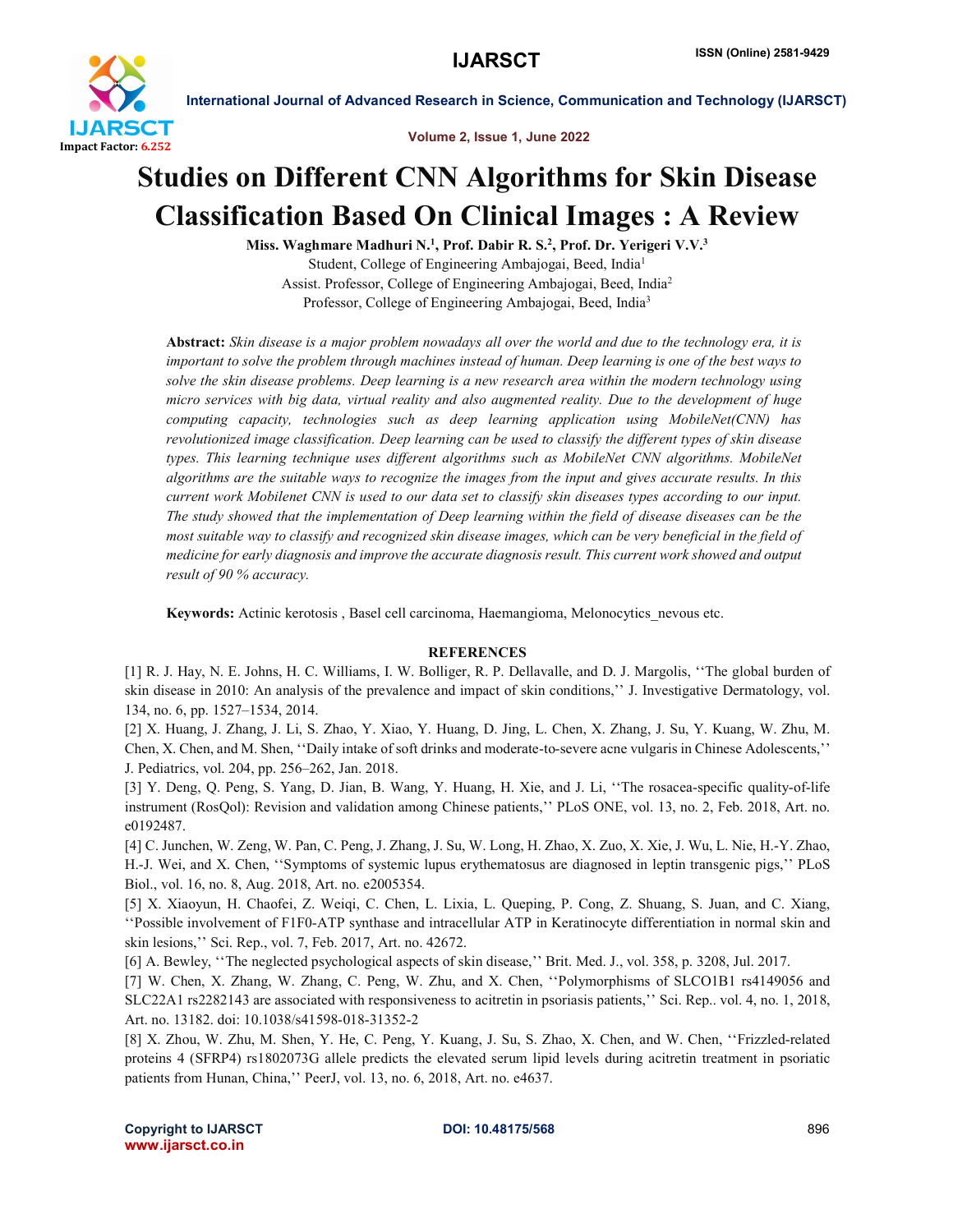# Studies on Different CNN Algorithms for Skin Disease Classification Based On Clinical Images : A Review

**Miss. Waghmare Madhuri N.[1], Prof. Dabir R. S.[2], Prof. Dr. Yerigeri V.V.[3]**

Student, College of Engineering Ambajogai, Beed, India[1]

Assist. Professor, College of Engineering Ambajogai, Beed, India[2]

Professor, College of Engineering Ambajogai, Beed, India[3]

**Abstract:** *Skin disease is a major problem nowadays all over the world and due to the technology era, it is important to solve the problem through machines instead of human. Deep learning is one of the best ways to solve the skin disease problems. Deep learning is a new research area within the modern technology using micro services with big data, virtual reality and also augmented reality. Due to the development of huge computing capacity, technologies such as deep learning application using MobileNet(CNN) has revolutionized image classification. Deep learning can be used to classify the different types of skin disease types. This learning technique uses different algorithms such as MobileNet CNN algorithms. MobileNet algorithms are the suitable ways to recognize the images from the input and gives accurate results. In this current work Mobilenet CNN is used to our data set to classify skin diseases types according to our input. The study showed that the implementation of Deep learning within the field of disease diseases can be the most suitable way to classify and recognized skin disease images, which can be very beneficial in the field of medicine for early diagnosis and improve the accurate diagnosis result. This current work showed and output result of 90 % accuracy.*

**Keywords:** Actinic kerotosis , Basel cell carcinoma, Haemangioma, Melonocytics_nevous etc.

## REFERENCES

[1] R. J. Hay, N. E. Johns, H. C. Williams, I. W. Bolliger, R. P. Dellavalle, and D. J. Margolis, ''The global burden of skin disease in 2010: An analysis of the prevalence and impact of skin conditions,'' J. Investigative Dermatology, vol. 134, no. 6, pp. 1527–1534, 2014.

[2] X. Huang, J. Zhang, J. Li, S. Zhao, Y. Xiao, Y. Huang, D. Jing, L. Chen, X. Zhang, J. Su, Y. Kuang, W. Zhu, M. Chen, X. Chen, and M. Shen, ''Daily intake of soft drinks and moderate-to-severe acne vulgaris in Chinese Adolescents,'' J. Pediatrics, vol. 204, pp. 256–262, Jan. 2018.

[3] Y. Deng, Q. Peng, S. Yang, D. Jian, B. Wang, Y. Huang, H. Xie, and J. Li, ''The rosacea-specific quality-of-life instrument (RosQol): Revision and validation among Chinese patients,'' PLoS ONE, vol. 13, no. 2, Feb. 2018, Art. no. e0192487.

[4] C. Junchen, W. Zeng, W. Pan, C. Peng, J. Zhang, J. Su, W. Long, H. Zhao, X. Zuo, X. Xie, J. Wu, L. Nie, H.-Y. Zhao, H.-J. Wei, and X. Chen, ''Symptoms of systemic lupus erythematosus are diagnosed in leptin transgenic pigs,'' PLoS Biol., vol. 16, no. 8, Aug. 2018, Art. no. e2005354.

[5] X. Xiaoyun, H. Chaofei, Z. Weiqi, C. Chen, L. Lixia, L. Queping, P. Cong, Z. Shuang, S. Juan, and C. Xiang, ''Possible involvement of F1F0-ATP synthase and intracellular ATP in Keratinocyte differentiation in normal skin and skin lesions,'' Sci. Rep., vol. 7, Feb. 2017, Art. no. 42672.

[6] A. Bewley, ''The neglected psychological aspects of skin disease,'' Brit. Med. J., vol. 358, p. 3208, Jul. 2017.

[7] W. Chen, X. Zhang, W. Zhang, C. Peng, W. Zhu, and X. Chen, ''Polymorphisms of SLCO1B1 rs4149056 and SLC22A1 rs2282143 are associated with responsiveness to acitretin in psoriasis patients,'' Sci. Rep.. vol. 4, no. 1, 2018, Art. no. 13182. doi: 10.1038/s41598-018-31352-2

[8] X. Zhou, W. Zhu, M. Shen, Y. He, C. Peng, Y. Kuang, J. Su, S. Zhao, X. Chen, and W. Chen, ''Frizzled-related proteins 4 (SFRP4) rs1802073G allele predicts the elevated serum lipid levels during acitretin treatment in psoriatic patients from Hunan, China,'' PeerJ, vol. 13, no. 6, 2018, Art. no. e4637.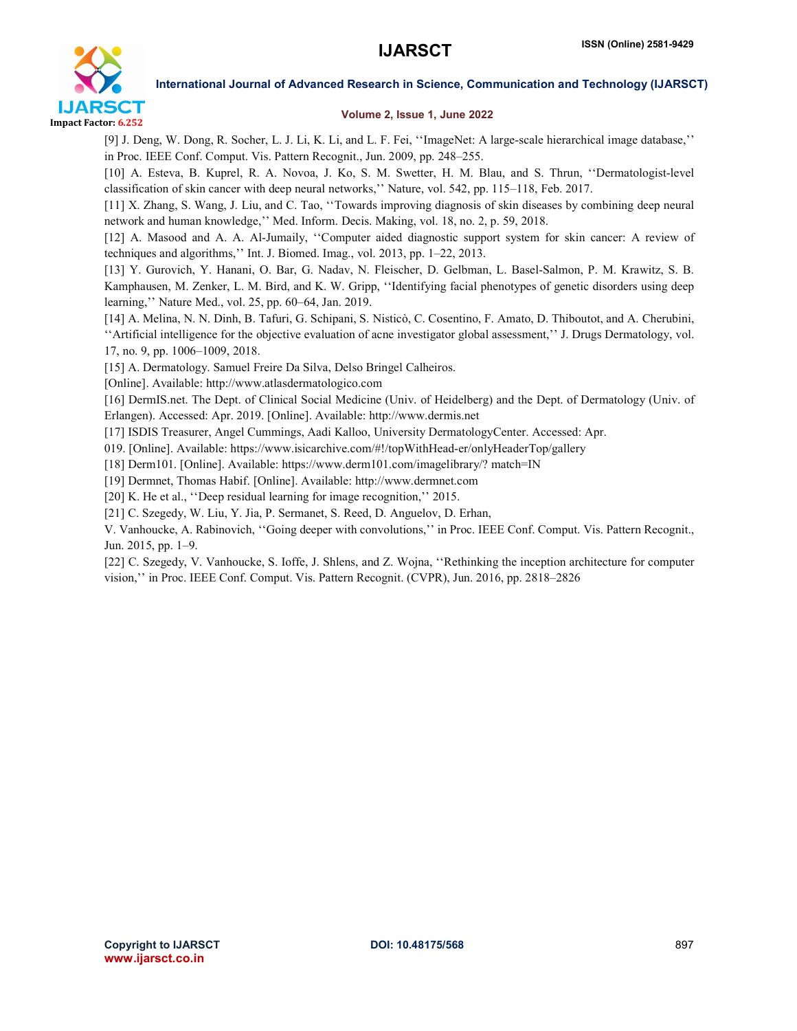[9] J. Deng, W. Dong, R. Socher, L. J. Li, K. Li, and L. F. Fei, ''ImageNet: A large-scale hierarchical image database,'' in Proc. IEEE Conf. Comput. Vis. Pattern Recognit., Jun. 2009, pp. 248–255.

[10] A. Esteva, B. Kuprel, R. A. Novoa, J. Ko, S. M. Swetter, H. M. Blau, and S. Thrun, ''Dermatologist-level classification of skin cancer with deep neural networks,'' Nature, vol. 542, pp. 115–118, Feb. 2017.

[11] X. Zhang, S. Wang, J. Liu, and C. Tao, ''Towards improving diagnosis of skin diseases by combining deep neural network and human knowledge,'' Med. Inform. Decis. Making, vol. 18, no. 2, p. 59, 2018.

[12] A. Masood and A. A. Al-Jumaily, ''Computer aided diagnostic support system for skin cancer: A review of techniques and algorithms,'' Int. J. Biomed. Imag., vol. 2013, pp. 1–22, 2013.

[13] Y. Gurovich, Y. Hanani, O. Bar, G. Nadav, N. Fleischer, D. Gelbman, L. Basel-Salmon, P. M. Krawitz, S. B. Kamphausen, M. Zenker, L. M. Bird, and K. W. Gripp, ''Identifying facial phenotypes of genetic disorders using deep learning,'' Nature Med., vol. 25, pp. 60–64, Jan. 2019.

[14] A. Melina, N. N. Dinh, B. Tafuri, G. Schipani, S. Nisticò, C. Cosentino, F. Amato, D. Thiboutot, and A. Cherubini, ''Artificial intelligence for the objective evaluation of acne investigator global assessment,'' J. Drugs Dermatology, vol. 17, no. 9, pp. 1006–1009, 2018.

[15] A. Dermatology. Samuel Freire Da Silva, Delso Bringel Calheiros.
[Online]. Available: http://www.atlasdermatologico.com

[16] DermIS.net. The Dept. of Clinical Social Medicine (Univ. of Heidelberg) and the Dept. of Dermatology (Univ. of Erlangen). Accessed: Apr. 2019. [Online]. Available: http://www.dermis.net

[17] ISDIS Treasurer, Angel Cummings, Aadi Kalloo, University DermatologyCenter. Accessed: Apr.
019. [Online]. Available: https://www.isicarchive.com/#!/topWithHead-er/onlyHeaderTop/gallery

[18] Derm101. [Online]. Available: https://www.derm101.com/imagelibrary/? match=IN

[19] Dermnet, Thomas Habif. [Online]. Available: http://www.dermnet.com

[20] K. He et al., ''Deep residual learning for image recognition,'' 2015.

[21] C. Szegedy, W. Liu, Y. Jia, P. Sermanet, S. Reed, D. Anguelov, D. Erhan,
V. Vanhoucke, A. Rabinovich, ''Going deeper with convolutions,'' in Proc. IEEE Conf. Comput. Vis. Pattern Recognit., Jun. 2015, pp. 1–9.

[22] C. Szegedy, V. Vanhoucke, S. Ioffe, J. Shlens, and Z. Wojna, ''Rethinking the inception architecture for computer vision,'' in Proc. IEEE Conf. Comput. Vis. Pattern Recognit. (CVPR), Jun. 2016, pp. 2818–2826